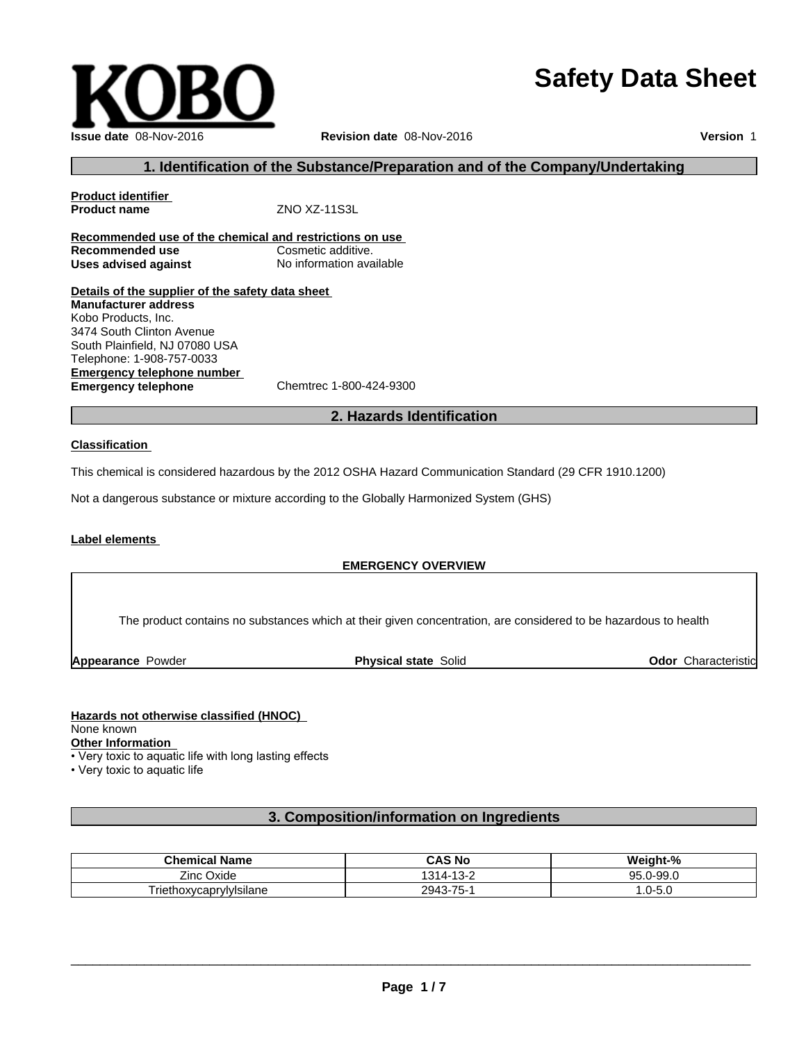KOBO

# Safety Data Sheet

**Issue date** 08-Nov-2016 **Revision date** 08-Nov-2016 **Version** 1

## 1. Identification of the Substance/Preparation and of the Company/Undertaking

**Product identifier**

**Product name** ZNO XZ-11S3L

**Recommended use of the chemical and restrictions on use**

**Recommended use** Cosmetic additive.

**Uses advised against** No information available

**Details of the supplier of the safety data sheet**

**Manufacturer address**

Kobo Products, Inc.
3474 South Clinton Avenue
South Plainfield, NJ 07080 USA
Telephone: 1-908-757-0033

**Emergency telephone number**

**Emergency telephone** Chemtrec 1-800-424-9300

## 2. Hazards Identification

**Classification**

This chemical is considered hazardous by the 2012 OSHA Hazard Communication Standard (29 CFR 1910.1200)

Not a dangerous substance or mixture according to the Globally Harmonized System (GHS)

**Label elements**

**EMERGENCY OVERVIEW**

The product contains no substances which at their given concentration, are considered to be hazardous to health

**Appearance** Powder **Physical state** Solid **Odor** Characteristic

**Hazards not otherwise classified (HNOC)**

None known

**Other Information**

- Very toxic to aquatic life with long lasting effects
- Very toxic to aquatic life

## 3. Composition/information on Ingredients

| Chemical Name | CAS No | Weight-% |
| --- | --- | --- |
| Zinc Oxide | 1314-13-2 | 95.0-99.0 |
| Triethoxycaprylylsilane | 2943-75-1 | 1.0-5.0 |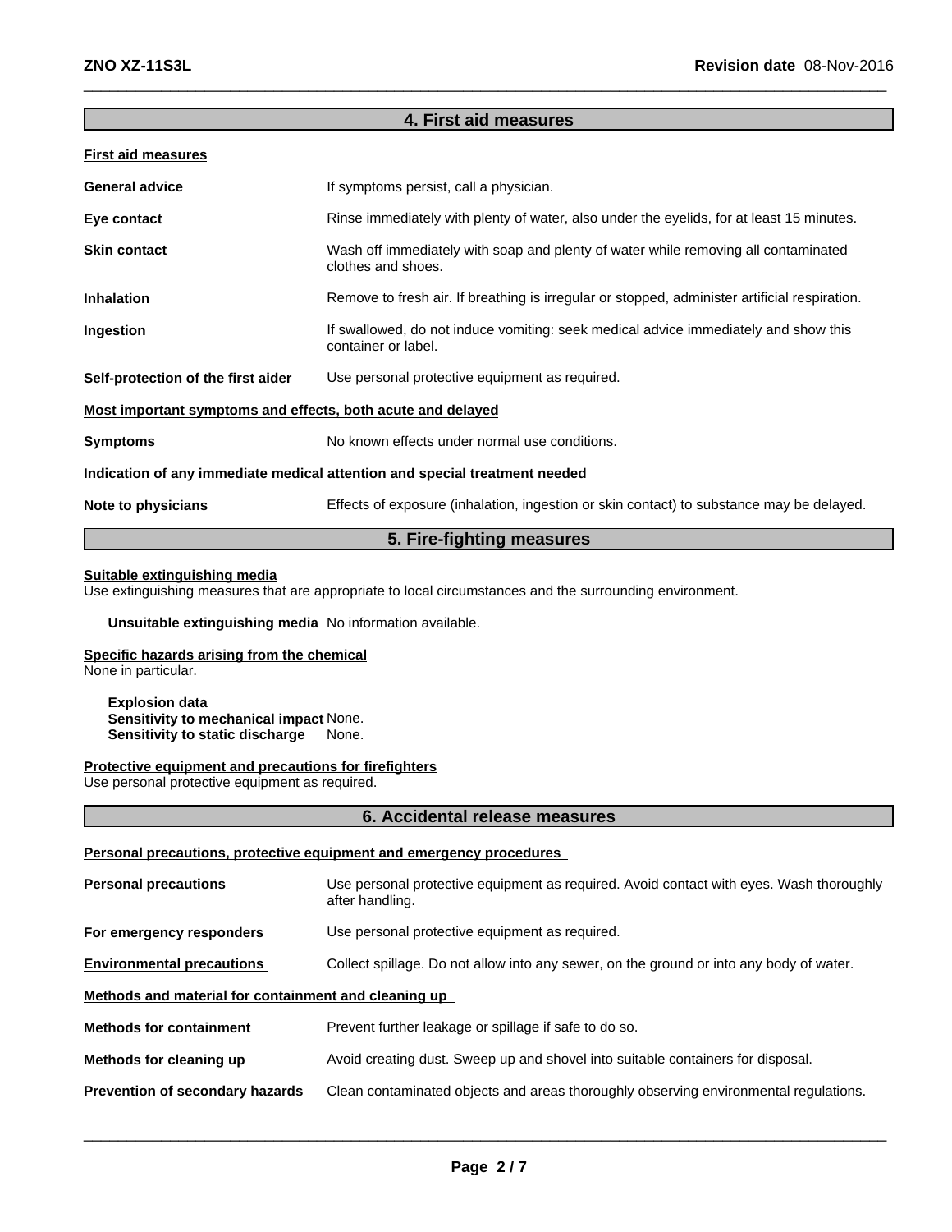## 4. First aid measures

**First aid measures**

**General advice** If symptoms persist, call a physician.

**Eye contact** Rinse immediately with plenty of water, also under the eyelids, for at least 15 minutes.

**Skin contact** Wash off immediately with soap and plenty of water while removing all contaminated clothes and shoes.

**Inhalation** Remove to fresh air. If breathing is irregular or stopped, administer artificial respiration.

**Ingestion** If swallowed, do not induce vomiting: seek medical advice immediately and show this container or label.

**Self-protection of the first aider** Use personal protective equipment as required.

**Most important symptoms and effects, both acute and delayed**

**Symptoms** No known effects under normal use conditions.

**Indication of any immediate medical attention and special treatment needed**

**Note to physicians** Effects of exposure (inhalation, ingestion or skin contact) to substance may be delayed.

## 5. Fire-fighting measures

**Suitable extinguishing media**
Use extinguishing measures that are appropriate to local circumstances and the surrounding environment.

**Unsuitable extinguishing media** No information available.

**Specific hazards arising from the chemical**
None in particular.

**Explosion data**
**Sensitivity to mechanical impact** None.
**Sensitivity to static discharge** None.

**Protective equipment and precautions for firefighters**
Use personal protective equipment as required.

## 6. Accidental release measures

**Personal precautions, protective equipment and emergency procedures**

**Personal precautions** Use personal protective equipment as required. Avoid contact with eyes. Wash thoroughly after handling.

**For emergency responders** Use personal protective equipment as required.

**Environmental precautions** Collect spillage. Do not allow into any sewer, on the ground or into any body of water.

**Methods and material for containment and cleaning up**

**Methods for containment** Prevent further leakage or spillage if safe to do so.

**Methods for cleaning up** Avoid creating dust. Sweep up and shovel into suitable containers for disposal.

**Prevention of secondary hazards** Clean contaminated objects and areas thoroughly observing environmental regulations.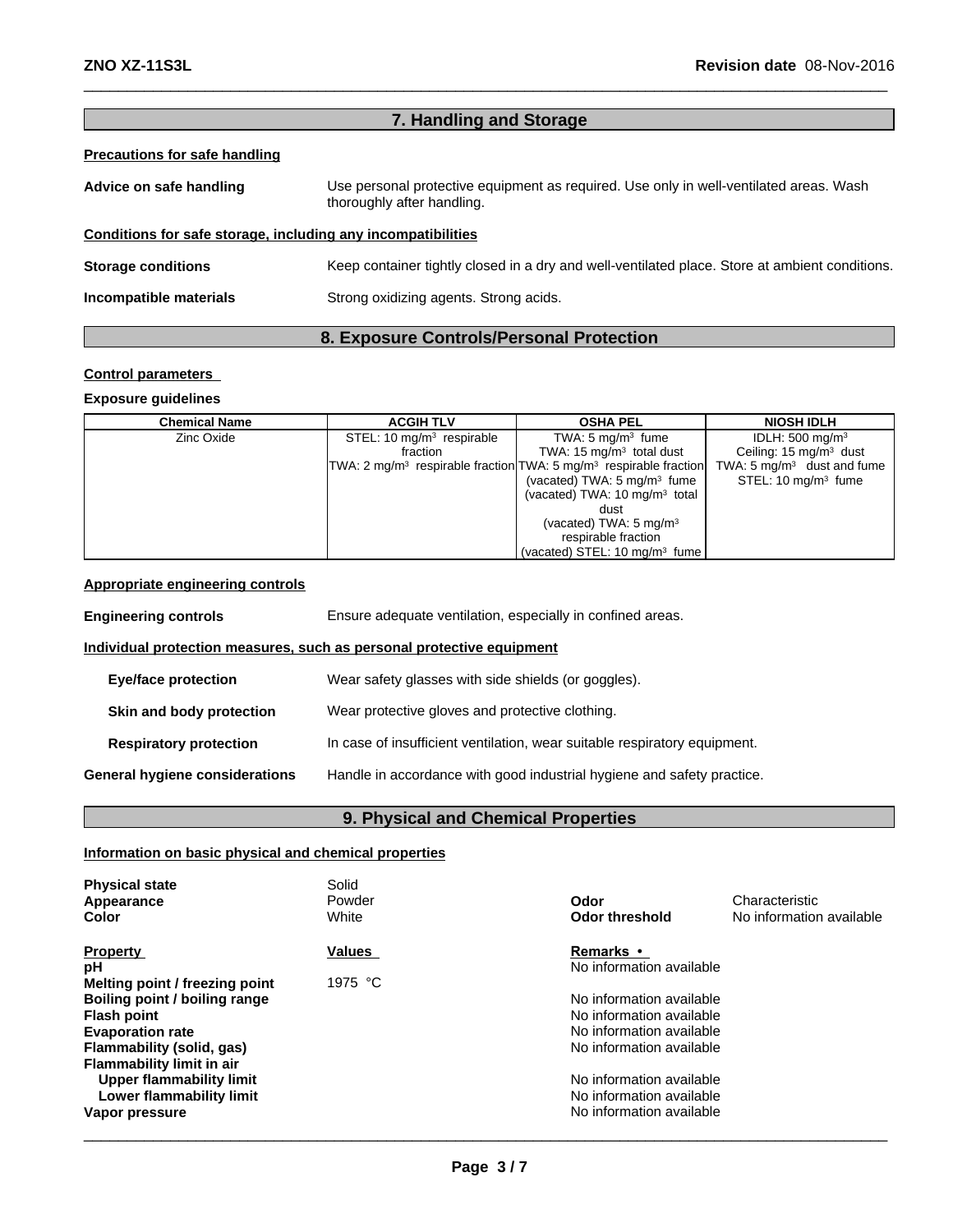## 7. Handling and Storage

**Precautions for safe handling**

**Advice on safe handling** Use personal protective equipment as required. Use only in well-ventilated areas. Wash thoroughly after handling.

**Conditions for safe storage, including any incompatibilities**

**Storage conditions** Keep container tightly closed in a dry and well-ventilated place. Store at ambient conditions.

**Incompatible materials** Strong oxidizing agents. Strong acids.

## 8. Exposure Controls/Personal Protection

**Control parameters**

**Exposure guidelines**

| Chemical Name | ACGIH TLV | OSHA PEL | NIOSH IDLH |
|---|---|---|---|
| Zinc Oxide | STEL: 10 mg/m³ respirable fraction<br>TWA: 2 mg/m³ respirable fraction | TWA: 5 mg/m³ fume<br>TWA: 15 mg/m³ total dust<br>TWA: 5 mg/m³ respirable fraction<br>(vacated) TWA: 5 mg/m³ fume<br>(vacated) TWA: 10 mg/m³ total dust<br>(vacated) TWA: 5 mg/m³ respirable fraction<br>(vacated) STEL: 10 mg/m³ fume | IDLH: 500 mg/m³<br>Ceiling: 15 mg/m³ dust<br>TWA: 5 mg/m³ dust and fume<br>STEL: 10 mg/m³ fume |

**Appropriate engineering controls**

**Engineering controls** Ensure adequate ventilation, especially in confined areas.

**Individual protection measures, such as personal protective equipment**

**Eye/face protection** Wear safety glasses with side shields (or goggles).

**Skin and body protection** Wear protective gloves and protective clothing.

**Respiratory protection** In case of insufficient ventilation, wear suitable respiratory equipment.

**General hygiene considerations** Handle in accordance with good industrial hygiene and safety practice.

## 9. Physical and Chemical Properties

**Information on basic physical and chemical properties**

**Physical state** Solid
**Appearance** Powder
**Color** White
**Odor** Characteristic
**Odor threshold** No information available

| Property | Values | Remarks • |
|---|---|---|
| **pH** | | No information available |
| **Melting point / freezing point** | 1975 °C | |
| **Boiling point / boiling range** | | No information available |
| **Flash point** | | No information available |
| **Evaporation rate** | | No information available |
| **Flammability (solid, gas)** | | No information available |
| **Flammability limit in air** | | |
| **Upper flammability limit** | | No information available |
| **Lower flammability limit** | | No information available |
| **Vapor pressure** | | No information available |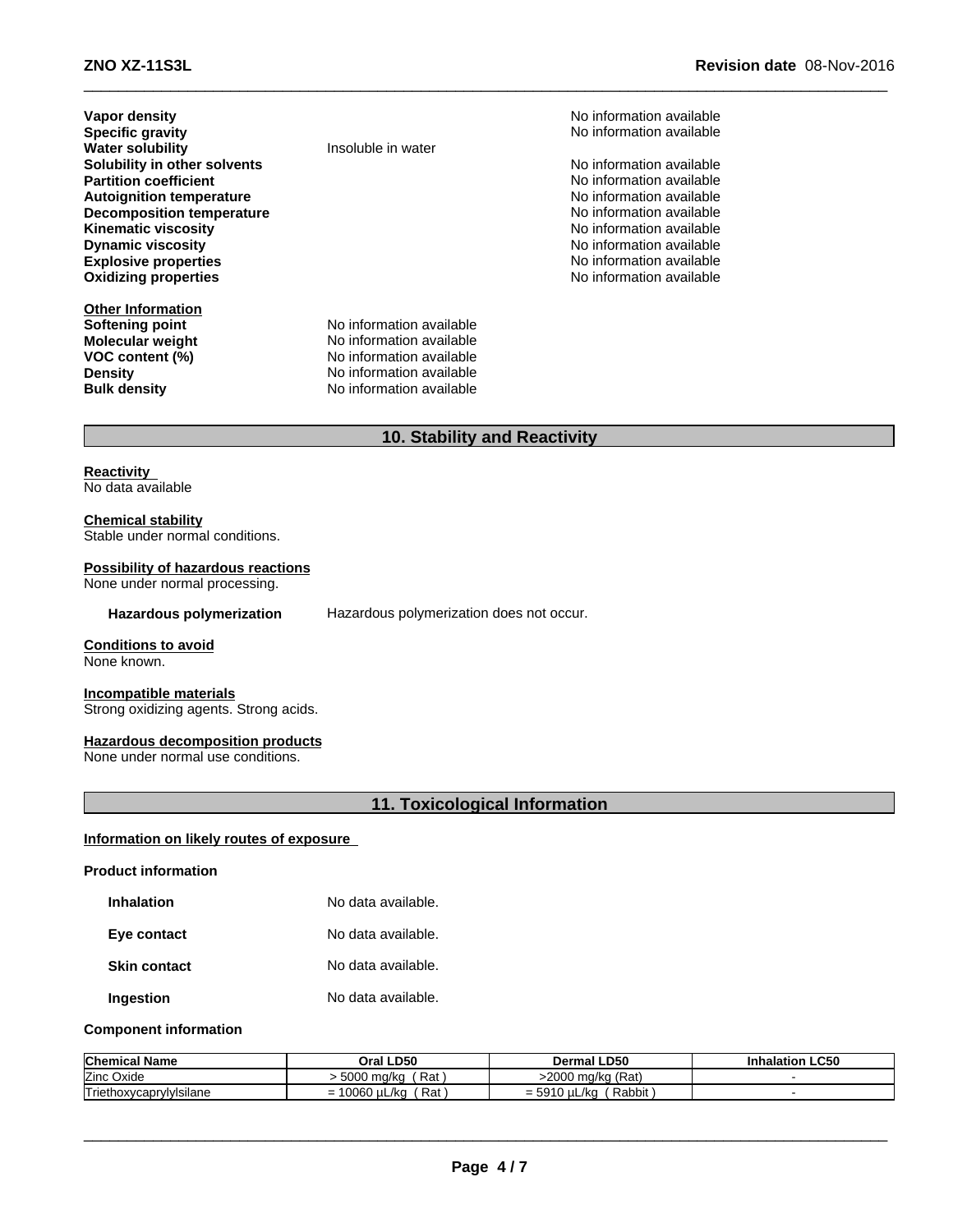**Vapor density** No information available
**Specific gravity** No information available
**Water solubility** Insoluble in water
**Solubility in other solvents** No information available
**Partition coefficient** No information available
**Autoignition temperature** No information available
**Decomposition temperature** No information available
**Kinematic viscosity** No information available
**Dynamic viscosity** No information available
**Explosive properties** No information available
**Oxidizing properties** No information available

**Other Information**
**Softening point** No information available
**Molecular weight** No information available
**VOC content (%)** No information available
**Density** No information available
**Bulk density** No information available

## 10. Stability and Reactivity

**Reactivity**
No data available

**Chemical stability**
Stable under normal conditions.

**Possibility of hazardous reactions**
None under normal processing.

**Hazardous polymerization** Hazardous polymerization does not occur.

**Conditions to avoid**
None known.

**Incompatible materials**
Strong oxidizing agents. Strong acids.

**Hazardous decomposition products**
None under normal use conditions.

## 11. Toxicological Information

**Information on likely routes of exposure**

**Product information**

**Inhalation** No data available.

**Eye contact** No data available.

**Skin contact** No data available.

**Ingestion** No data available.

**Component information**

| Chemical Name | Oral LD50 | Dermal LD50 | Inhalation LC50 |
|---|---|---|---|
| Zinc Oxide | > 5000 mg/kg ( Rat ) | >2000 mg/kg (Rat) | - |
| Triethoxycaprylylsilane | = 10060 µL/kg ( Rat ) | = 5910 µL/kg ( Rabbit ) | - |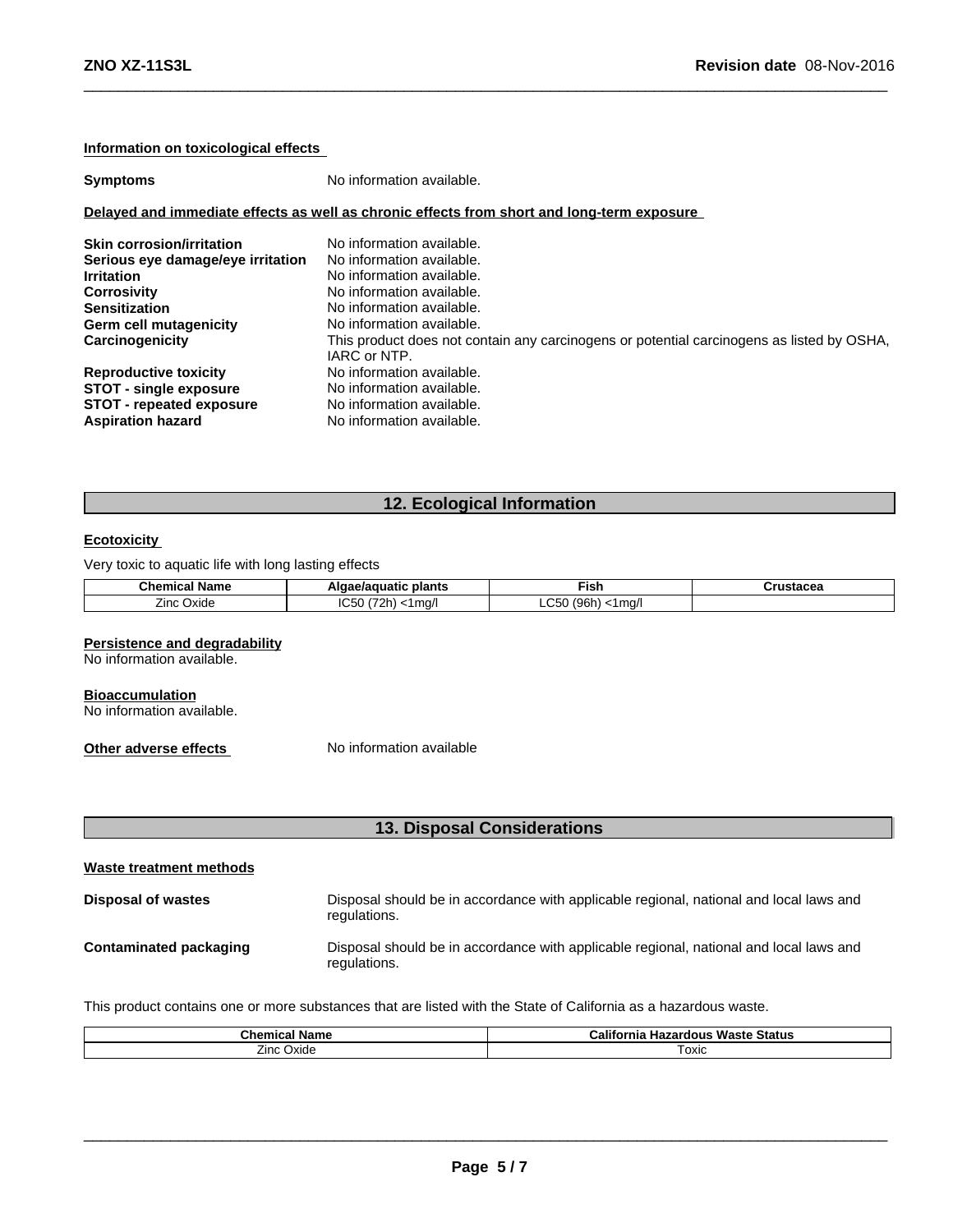**Information on toxicological effects**

**Symptoms** No information available.

**Delayed and immediate effects as well as chronic effects from short and long-term exposure**

**Skin corrosion/irritation** No information available.
**Serious eye damage/eye irritation** No information available.
**Irritation** No information available.
**Corrosivity** No information available.
**Sensitization** No information available.
**Germ cell mutagenicity** No information available.
**Carcinogenicity** This product does not contain any carcinogens or potential carcinogens as listed by OSHA, IARC or NTP.
**Reproductive toxicity** No information available.
**STOT - single exposure** No information available.
**STOT - repeated exposure** No information available.
**Aspiration hazard** No information available.

## 12. Ecological Information

**Ecotoxicity**

Very toxic to aquatic life with long lasting effects

| Chemical Name | Algae/aquatic plants | Fish | Crustacea |
|---|---|---|---|
| Zinc Oxide | IC50 (72h) <1mg/l | LC50 (96h) <1mg/l | |

**Persistence and degradability**
No information available.

**Bioaccumulation**
No information available.

**Other adverse effects** No information available

## 13. Disposal Considerations

**Waste treatment methods**

**Disposal of wastes** Disposal should be in accordance with applicable regional, national and local laws and regulations.

**Contaminated packaging** Disposal should be in accordance with applicable regional, national and local laws and regulations.

This product contains one or more substances that are listed with the State of California as a hazardous waste.

| Chemical Name | California Hazardous Waste Status |
|---|---|
| Zinc Oxide | Toxic |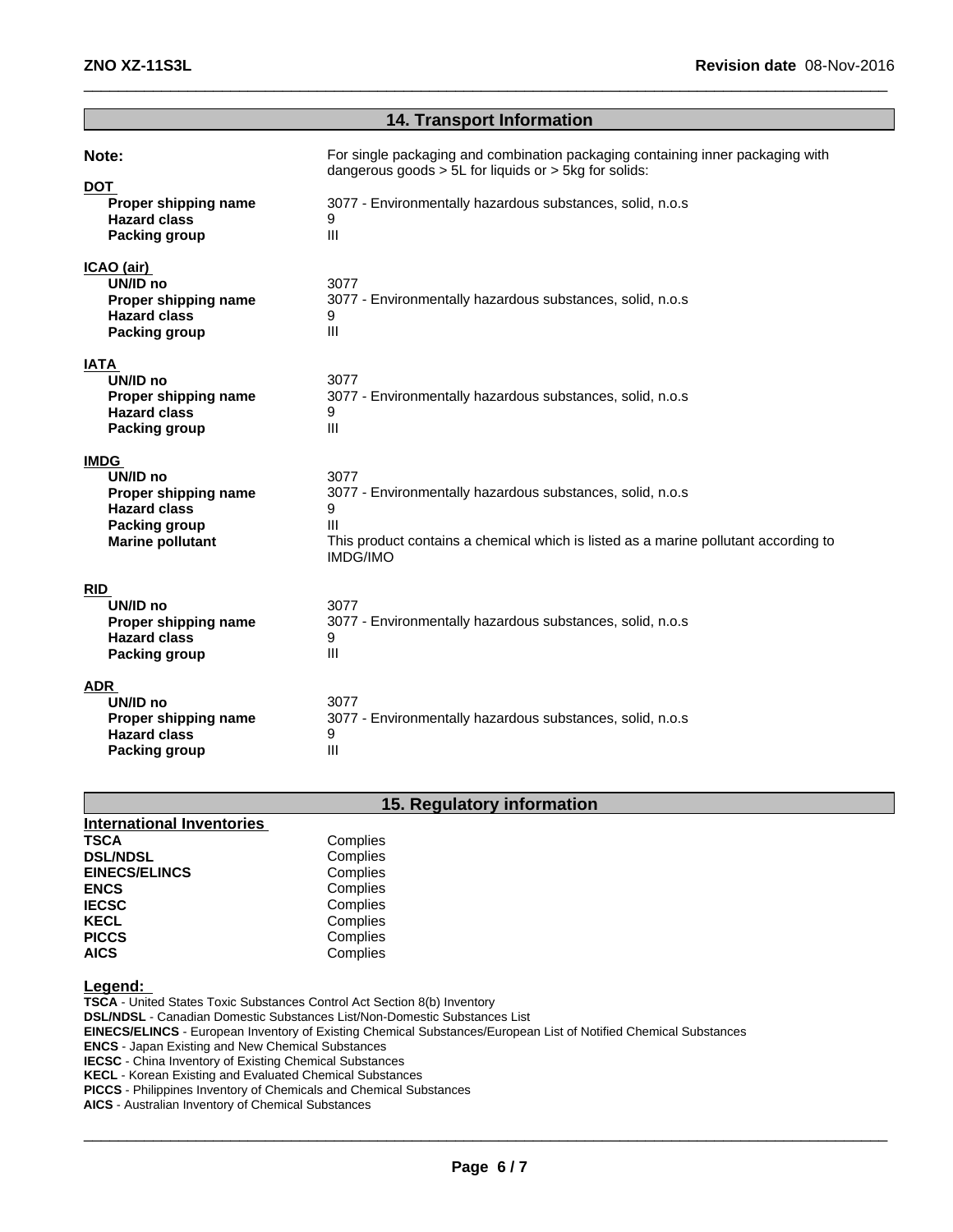## 14. Transport Information

**Note:** For single packaging and combination packaging containing inner packaging with dangerous goods > 5L for liquids or > 5kg for solids:

**DOT**

| | |
|---|---|
| **Proper shipping name** | 3077 - Environmentally hazardous substances, solid, n.o.s |
| **Hazard class** | 9 |
| **Packing group** | III |

**ICAO (air)**

| | |
|---|---|
| **UN/ID no** | 3077 |
| **Proper shipping name** | 3077 - Environmentally hazardous substances, solid, n.o.s |
| **Hazard class** | 9 |
| **Packing group** | III |

**IATA**

| | |
|---|---|
| **UN/ID no** | 3077 |
| **Proper shipping name** | 3077 - Environmentally hazardous substances, solid, n.o.s |
| **Hazard class** | 9 |
| **Packing group** | III |

**IMDG**

| | |
|---|---|
| **UN/ID no** | 3077 |
| **Proper shipping name** | 3077 - Environmentally hazardous substances, solid, n.o.s |
| **Hazard class** | 9 |
| **Packing group** | III |
| **Marine pollutant** | This product contains a chemical which is listed as a marine pollutant according to IMDG/IMO |

**RID**

| | |
|---|---|
| **UN/ID no** | 3077 |
| **Proper shipping name** | 3077 - Environmentally hazardous substances, solid, n.o.s |
| **Hazard class** | 9 |
| **Packing group** | III |

**ADR**

| | |
|---|---|
| **UN/ID no** | 3077 |
| **Proper shipping name** | 3077 - Environmentally hazardous substances, solid, n.o.s |
| **Hazard class** | 9 |
| **Packing group** | III |

## 15. Regulatory information

**International Inventories**

| | |
|---|---|
| **TSCA** | Complies |
| **DSL/NDSL** | Complies |
| **EINECS/ELINCS** | Complies |
| **ENCS** | Complies |
| **IECSC** | Complies |
| **KECL** | Complies |
| **PICCS** | Complies |
| **AICS** | Complies |

**Legend:**

**TSCA** - United States Toxic Substances Control Act Section 8(b) Inventory
**DSL/NDSL** - Canadian Domestic Substances List/Non-Domestic Substances List
**EINECS/ELINCS** - European Inventory of Existing Chemical Substances/European List of Notified Chemical Substances
**ENCS** - Japan Existing and New Chemical Substances
**IECSC** - China Inventory of Existing Chemical Substances
**KECL** - Korean Existing and Evaluated Chemical Substances
**PICCS** - Philippines Inventory of Chemicals and Chemical Substances
**AICS** - Australian Inventory of Chemical Substances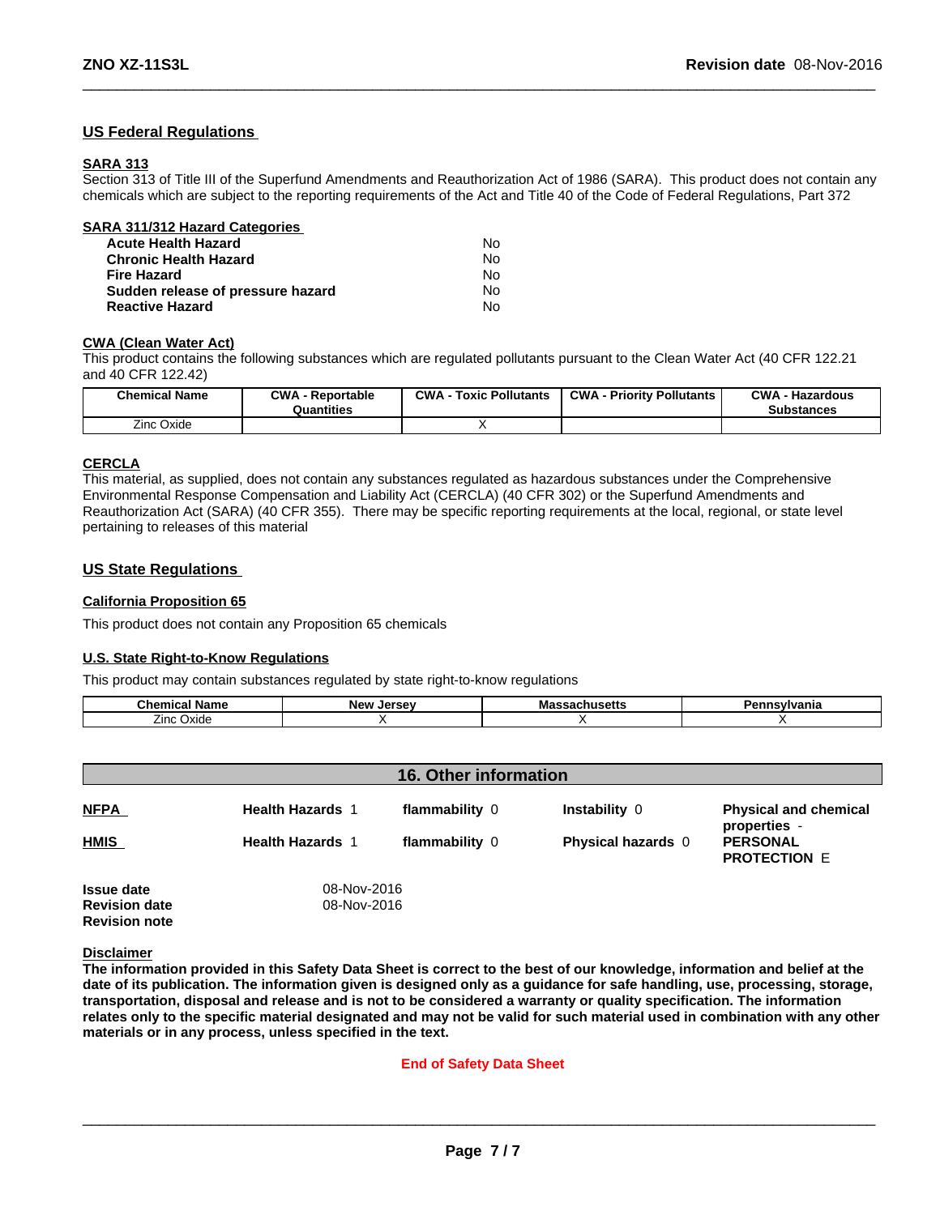## US Federal Regulations

### SARA 313

Section 313 of Title III of the Superfund Amendments and Reauthorization Act of 1986 (SARA). This product does not contain any chemicals which are subject to the reporting requirements of the Act and Title 40 of the Code of Federal Regulations, Part 372

### SARA 311/312 Hazard Categories

| | |
|---|---|
| **Acute Health Hazard** | No |
| **Chronic Health Hazard** | No |
| **Fire Hazard** | No |
| **Sudden release of pressure hazard** | No |
| **Reactive Hazard** | No |

### CWA (Clean Water Act)

This product contains the following substances which are regulated pollutants pursuant to the Clean Water Act (40 CFR 122.21 and 40 CFR 122.42)

| Chemical Name | CWA - Reportable Quantities | CWA - Toxic Pollutants | CWA - Priority Pollutants | CWA - Hazardous Substances |
|---|---|---|---|---|
| Zinc Oxide | | X | | |

### CERCLA

This material, as supplied, does not contain any substances regulated as hazardous substances under the Comprehensive Environmental Response Compensation and Liability Act (CERCLA) (40 CFR 302) or the Superfund Amendments and Reauthorization Act (SARA) (40 CFR 355). There may be specific reporting requirements at the local, regional, or state level pertaining to releases of this material

## US State Regulations

### California Proposition 65

This product does not contain any Proposition 65 chemicals

### U.S. State Right-to-Know Regulations

This product may contain substances regulated by state right-to-know regulations

| Chemical Name | New Jersey | Massachusetts | Pennsylvania |
|---|---|---|---|
| Zinc Oxide | X | X | X |

## 16. Other information

| | | | | |
|---|---|---|---|---|
| **NFPA** | **Health Hazards** 1 | **flammability** 0 | **Instability** 0 | **Physical and chemical properties** - |
| **HMIS** | **Health Hazards** 1 | **flammability** 0 | **Physical hazards** 0 | **PERSONAL PROTECTION** E |

**Issue date** 08-Nov-2016
**Revision date** 08-Nov-2016
**Revision note**

### Disclaimer

**The information provided in this Safety Data Sheet is correct to the best of our knowledge, information and belief at the date of its publication. The information given is designed only as a guidance for safe handling, use, processing, storage, transportation, disposal and release and is not to be considered a warranty or quality specification. The information relates only to the specific material designated and may not be valid for such material used in combination with any other materials or in any process, unless specified in the text.**

**End of Safety Data Sheet**